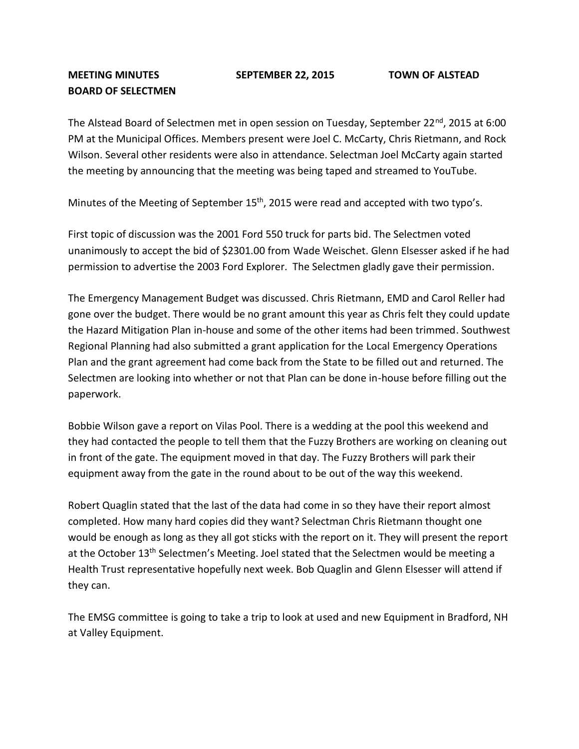**MEETING MINUTES SEPTEMBER 22, 2015 TOWN OF ALSTEAD**
**BOARD OF SELECTMEN**

The Alstead Board of Selectmen met in open session on Tuesday, September 22nd, 2015 at 6:00 PM at the Municipal Offices. Members present were Joel C. McCarty, Chris Rietmann, and Rock Wilson. Several other residents were also in attendance. Selectman Joel McCarty again started the meeting by announcing that the meeting was being taped and streamed to YouTube.

Minutes of the Meeting of September 15th, 2015 were read and accepted with two typo's.

First topic of discussion was the 2001 Ford 550 truck for parts bid. The Selectmen voted unanimously to accept the bid of $2301.00 from Wade Weischet. Glenn Elsesser asked if he had permission to advertise the 2003 Ford Explorer. The Selectmen gladly gave their permission.

The Emergency Management Budget was discussed. Chris Rietmann, EMD and Carol Reller had gone over the budget. There would be no grant amount this year as Chris felt they could update the Hazard Mitigation Plan in-house and some of the other items had been trimmed. Southwest Regional Planning had also submitted a grant application for the Local Emergency Operations Plan and the grant agreement had come back from the State to be filled out and returned. The Selectmen are looking into whether or not that Plan can be done in-house before filling out the paperwork.

Bobbie Wilson gave a report on Vilas Pool. There is a wedding at the pool this weekend and they had contacted the people to tell them that the Fuzzy Brothers are working on cleaning out in front of the gate. The equipment moved in that day. The Fuzzy Brothers will park their equipment away from the gate in the round about to be out of the way this weekend.

Robert Quaglin stated that the last of the data had come in so they have their report almost completed. How many hard copies did they want? Selectman Chris Rietmann thought one would be enough as long as they all got sticks with the report on it. They will present the report at the October 13th Selectmen's Meeting. Joel stated that the Selectmen would be meeting a Health Trust representative hopefully next week. Bob Quaglin and Glenn Elsesser will attend if they can.

The EMSG committee is going to take a trip to look at used and new Equipment in Bradford, NH at Valley Equipment.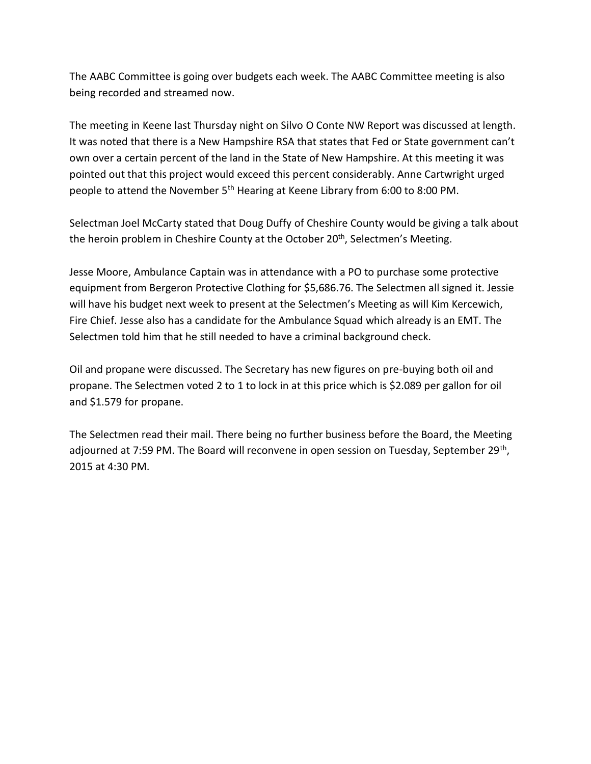The AABC Committee is going over budgets each week. The AABC Committee meeting is also being recorded and streamed now.

The meeting in Keene last Thursday night on Silvo O Conte NW Report was discussed at length. It was noted that there is a New Hampshire RSA that states that Fed or State government can't own over a certain percent of the land in the State of New Hampshire. At this meeting it was pointed out that this project would exceed this percent considerably. Anne Cartwright urged people to attend the November 5th Hearing at Keene Library from 6:00 to 8:00 PM.

Selectman Joel McCarty stated that Doug Duffy of Cheshire County would be giving a talk about the heroin problem in Cheshire County at the October 20th, Selectmen's Meeting.

Jesse Moore, Ambulance Captain was in attendance with a PO to purchase some protective equipment from Bergeron Protective Clothing for $5,686.76. The Selectmen all signed it. Jessie will have his budget next week to present at the Selectmen's Meeting as will Kim Kercewich, Fire Chief. Jesse also has a candidate for the Ambulance Squad which already is an EMT. The Selectmen told him that he still needed to have a criminal background check.

Oil and propane were discussed. The Secretary has new figures on pre-buying both oil and propane. The Selectmen voted 2 to 1 to lock in at this price which is $2.089 per gallon for oil and $1.579 for propane.

The Selectmen read their mail. There being no further business before the Board, the Meeting adjourned at 7:59 PM. The Board will reconvene in open session on Tuesday, September 29th, 2015 at 4:30 PM.